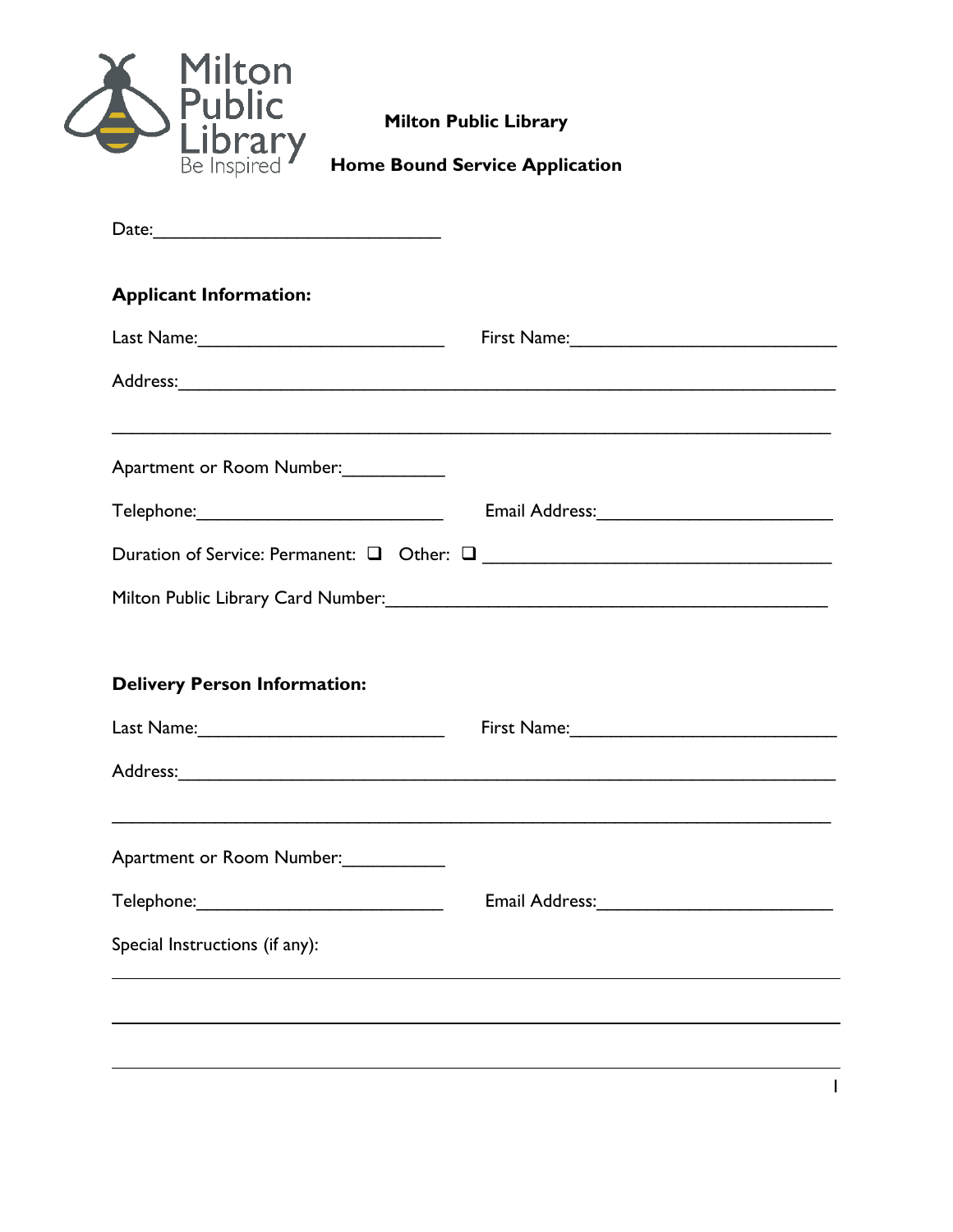Milton Public Library
Be Inspired

**Milton Public Library**

**Home Bound Service Application**

Date:______________________________

**Applicant Information:**

Last Name:_________________________ First Name:____________________________

Address:_________________________________________________________________

_________________________________________________________________________

Apartment or Room Number:__________

Telephone:_________________________ Email Address:________________________

Duration of Service: Permanent: ☐ Other: ☐ ____________________________________

Milton Public Library Card Number:_____________________________________________

**Delivery Person Information:**

Last Name:_________________________ First Name:____________________________

Address:_________________________________________________________________

_________________________________________________________________________

Apartment or Room Number:__________

Telephone:_________________________ Email Address:________________________

Special Instructions (if any):

_________________________________________________________________________

_________________________________________________________________________

_________________________________________________________________________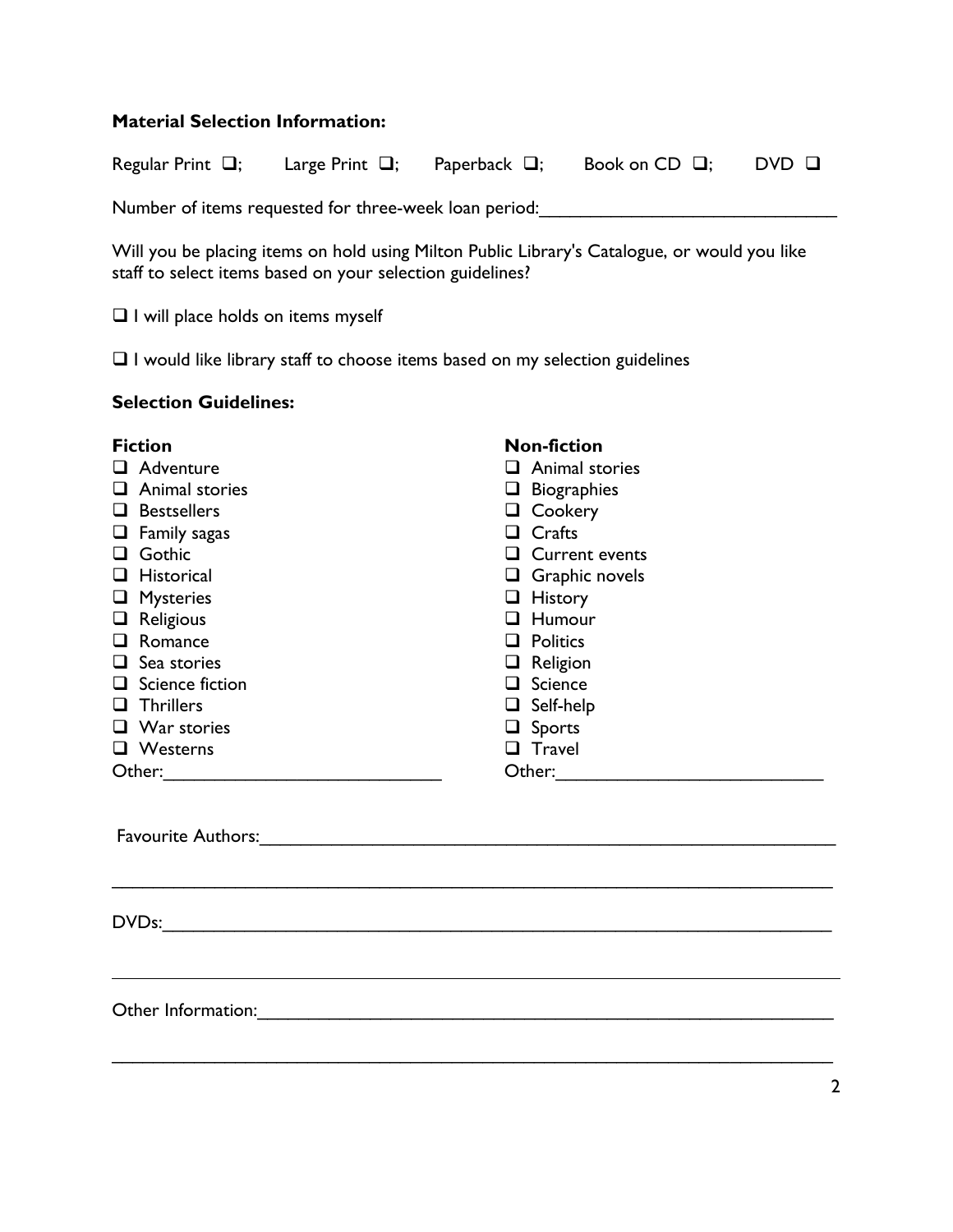**Material Selection Information:**

Regular Print ❑; Large Print ❑; Paperback ❑; Book on CD ❑; DVD ❑

Number of items requested for three-week loan period:______________________________

Will you be placing items on hold using Milton Public Library's Catalogue, or would you like staff to select items based on your selection guidelines?

❑ I will place holds on items myself

❑ I would like library staff to choose items based on my selection guidelines

**Selection Guidelines:**

**Fiction**

- ❑ Adventure
- ❑ Animal stories
- ❑ Bestsellers
- ❑ Family sagas
- ❑ Gothic
- ❑ Historical
- ❑ Mysteries
- ❑ Religious
- ❑ Romance
- ❑ Sea stories
- ❑ Science fiction
- ❑ Thrillers
- ❑ War stories
- ❑ Westerns

Other:____________________________

**Non-fiction**

- ❑ Animal stories
- ❑ Biographies
- ❑ Cookery
- ❑ Crafts
- ❑ Current events
- ❑ Graphic novels
- ❑ History
- ❑ Humour
- ❑ Politics
- ❑ Religion
- ❑ Science
- ❑ Self-help
- ❑ Sports
- ❑ Travel

Other:____________________________

Favourite Authors:____________________________________________________________

______________________________________________________________________________

DVDs:________________________________________________________________________

______________________________________________________________________________

Other Information:____________________________________________________________

______________________________________________________________________________